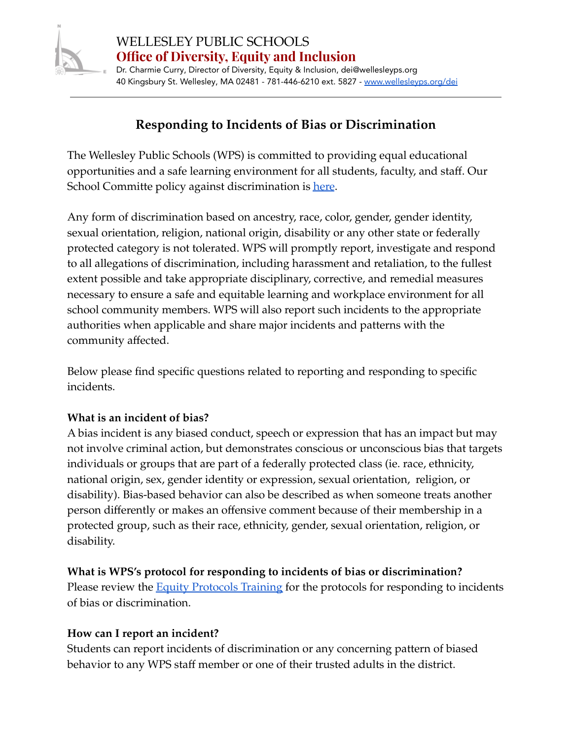WELLESLEY PUBLIC SCHOOLS

**Office of Diversity, Equity and Inclusion**

Dr. Charmie Curry, Director of Diversity, Equity & Inclusion, dei@wellesleyps.org

40 Kingsbury St. Wellesley, MA 02481 - 781-446-6210 ext. 5827 - [www.wellesleyps.org/dei](www.wellesleyps.org/dei)

---

## Responding to Incidents of Bias or Discrimination

The Wellesley Public Schools (WPS) is committed to providing equal educational opportunities and a safe learning environment for all students, faculty, and staff. Our School Committe policy against discrimination is here.

Any form of discrimination based on ancestry, race, color, gender, gender identity, sexual orientation, religion, national origin, disability or any other state or federally protected category is not tolerated. WPS will promptly report, investigate and respond to all allegations of discrimination, including harassment and retaliation, to the fullest extent possible and take appropriate disciplinary, corrective, and remedial measures necessary to ensure a safe and equitable learning and workplace environment for all school community members. WPS will also report such incidents to the appropriate authorities when applicable and share major incidents and patterns with the community affected.

Below please find specific questions related to reporting and responding to specific incidents.

**What is an incident of bias?**

A bias incident is any biased conduct, speech or expression that has an impact but may not involve criminal action, but demonstrates conscious or unconscious bias that targets individuals or groups that are part of a federally protected class (ie. race, ethnicity, national origin, sex, gender identity or expression, sexual orientation, religion, or disability). Bias-based behavior can also be described as when someone treats another person differently or makes an offensive comment because of their membership in a protected group, such as their race, ethnicity, gender, sexual orientation, religion, or disability.

**What is WPS's protocol for responding to incidents of bias or discrimination?**

Please review the Equity Protocols Training for the protocols for responding to incidents of bias or discrimination.

**How can I report an incident?**

Students can report incidents of discrimination or any concerning pattern of biased behavior to any WPS staff member or one of their trusted adults in the district.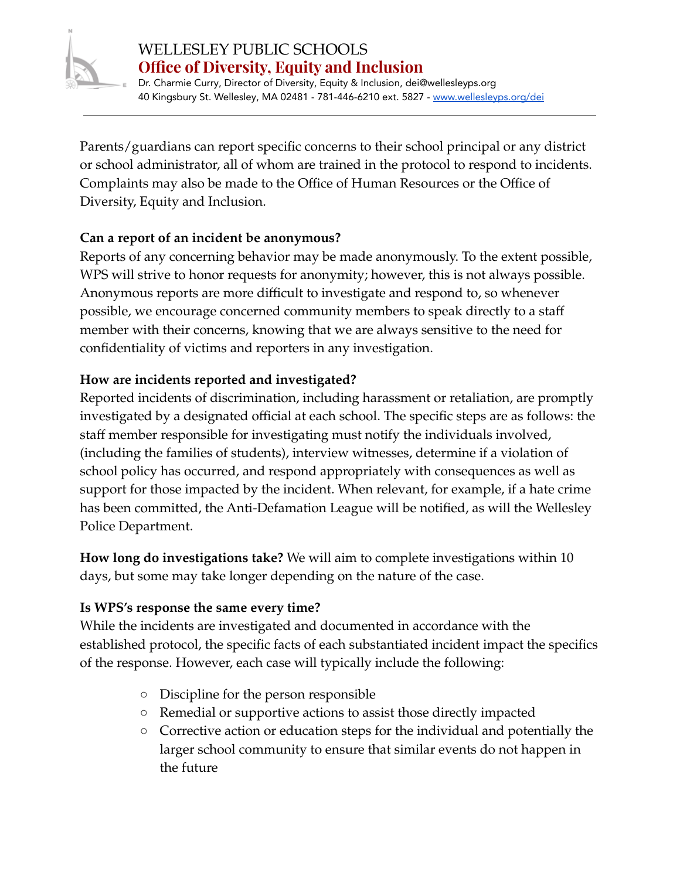Parents/guardians can report specific concerns to their school principal or any district or school administrator, all of whom are trained in the protocol to respond to incidents. Complaints may also be made to the Office of Human Resources or the Office of Diversity, Equity and Inclusion.

**Can a report of an incident be anonymous?**

Reports of any concerning behavior may be made anonymously. To the extent possible, WPS will strive to honor requests for anonymity; however, this is not always possible. Anonymous reports are more difficult to investigate and respond to, so whenever possible, we encourage concerned community members to speak directly to a staff member with their concerns, knowing that we are always sensitive to the need for confidentiality of victims and reporters in any investigation.

**How are incidents reported and investigated?**

Reported incidents of discrimination, including harassment or retaliation, are promptly investigated by a designated official at each school. The specific steps are as follows: the staff member responsible for investigating must notify the individuals involved, (including the families of students), interview witnesses, determine if a violation of school policy has occurred, and respond appropriately with consequences as well as support for those impacted by the incident. When relevant, for example, if a hate crime has been committed, the Anti-Defamation League will be notified, as will the Wellesley Police Department.

**How long do investigations take?** We will aim to complete investigations within 10 days, but some may take longer depending on the nature of the case.

**Is WPS's response the same every time?**

While the incidents are investigated and documented in accordance with the established protocol, the specific facts of each substantiated incident impact the specifics of the response. However, each case will typically include the following:

- Discipline for the person responsible
- Remedial or supportive actions to assist those directly impacted
- Corrective action or education steps for the individual and potentially the larger school community to ensure that similar events do not happen in the future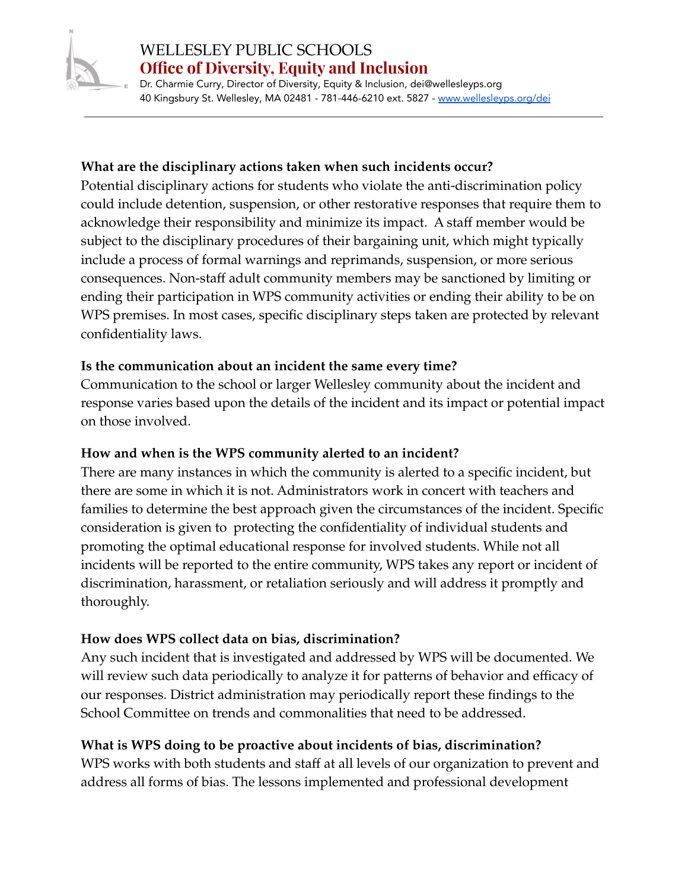### What are the disciplinary actions taken when such incidents occur?

Potential disciplinary actions for students who violate the anti-discrimination policy could include detention, suspension, or other restorative responses that require them to acknowledge their responsibility and minimize its impact. A staff member would be subject to the disciplinary procedures of their bargaining unit, which might typically include a process of formal warnings and reprimands, suspension, or more serious consequences. Non-staff adult community members may be sanctioned by limiting or ending their participation in WPS community activities or ending their ability to be on WPS premises. In most cases, specific disciplinary steps taken are protected by relevant confidentiality laws.

### Is the communication about an incident the same every time?

Communication to the school or larger Wellesley community about the incident and response varies based upon the details of the incident and its impact or potential impact on those involved.

### How and when is the WPS community alerted to an incident?

There are many instances in which the community is alerted to a specific incident, but there are some in which it is not. Administrators work in concert with teachers and families to determine the best approach given the circumstances of the incident. Specific consideration is given to protecting the confidentiality of individual students and promoting the optimal educational response for involved students. While not all incidents will be reported to the entire community, WPS takes any report or incident of discrimination, harassment, or retaliation seriously and will address it promptly and thoroughly.

### How does WPS collect data on bias, discrimination?

Any such incident that is investigated and addressed by WPS will be documented. We will review such data periodically to analyze it for patterns of behavior and efficacy of our responses. District administration may periodically report these findings to the School Committee on trends and commonalities that need to be addressed.

### What is WPS doing to be proactive about incidents of bias, discrimination?

WPS works with both students and staff at all levels of our organization to prevent and address all forms of bias. The lessons implemented and professional development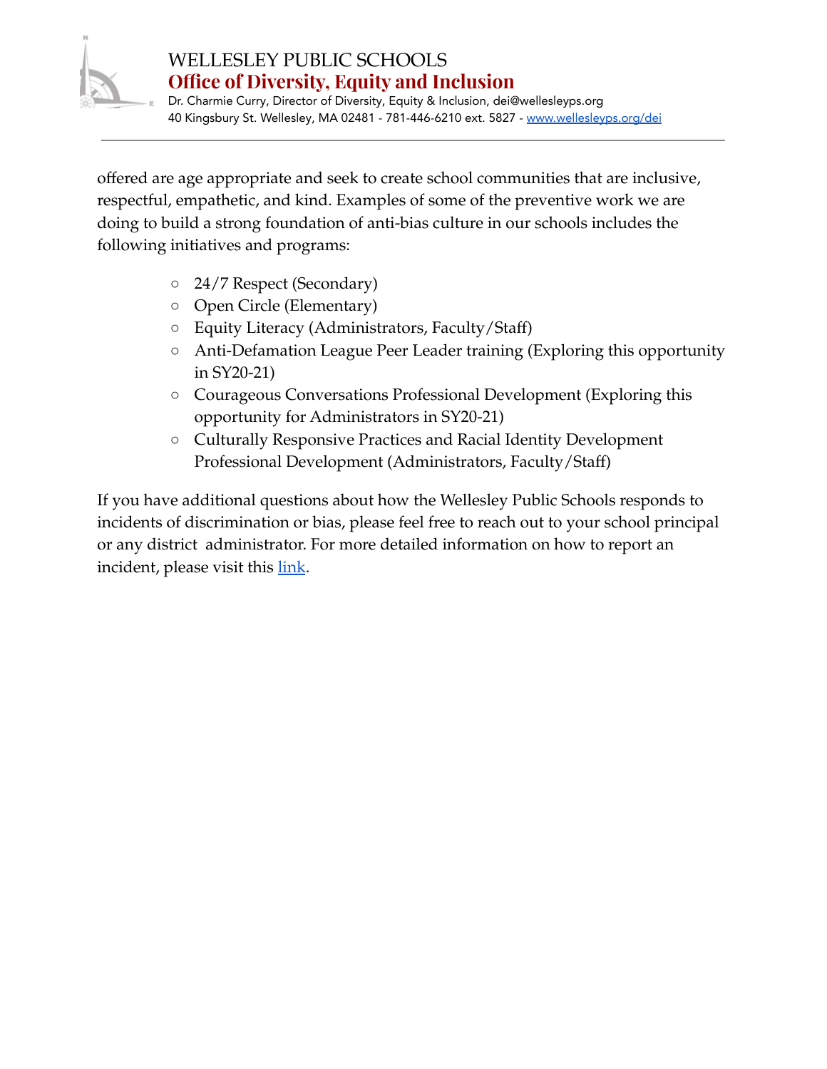offered are age appropriate and seek to create school communities that are inclusive, respectful, empathetic, and kind. Examples of some of the preventive work we are doing to build a strong foundation of anti-bias culture in our schools includes the following initiatives and programs:

- 24/7 Respect (Secondary)
- Open Circle (Elementary)
- Equity Literacy (Administrators, Faculty/Staff)
- Anti-Defamation League Peer Leader training (Exploring this opportunity in SY20-21)
- Courageous Conversations Professional Development (Exploring this opportunity for Administrators in SY20-21)
- Culturally Responsive Practices and Racial Identity Development Professional Development (Administrators, Faculty/Staff)

If you have additional questions about how the Wellesley Public Schools responds to incidents of discrimination or bias, please feel free to reach out to your school principal or any district administrator. For more detailed information on how to report an incident, please visit this link.